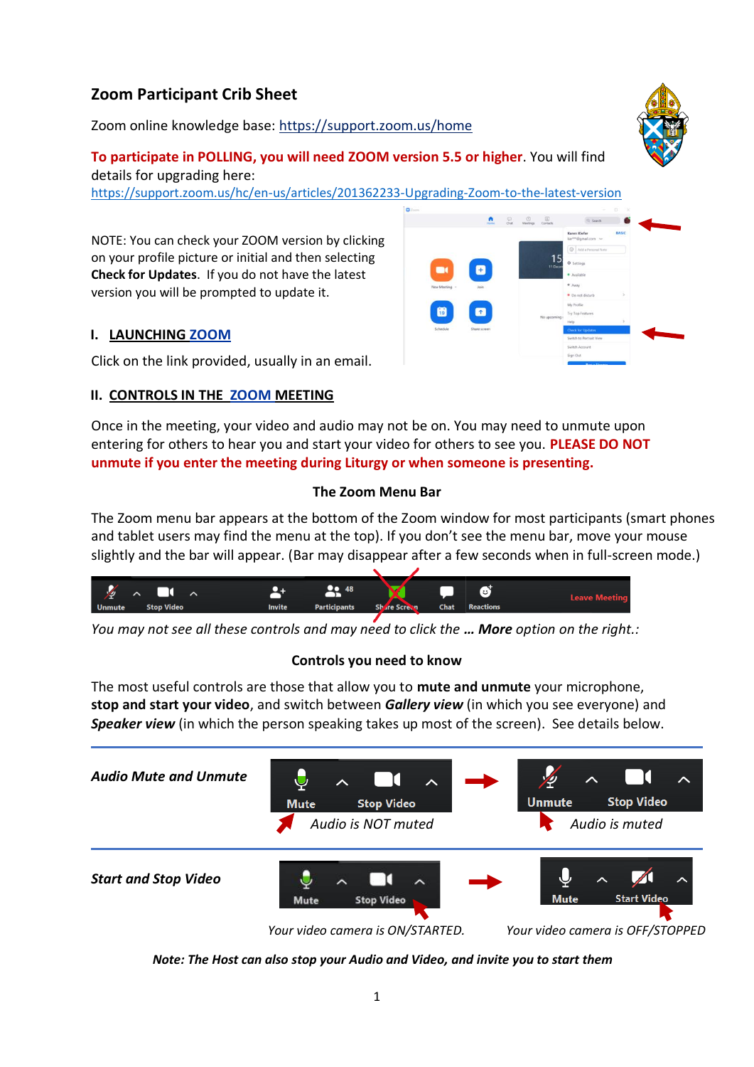# Zoom Participant Crib Sheet

Zoom online knowledge base: https://support.zoom.us/home

**To participate in POLLING, you will need ZOOM version 5.5 or higher**. You will find details for upgrading here: https://support.zoom.us/hc/en-us/articles/201362233-Upgrading-Zoom-to-the-latest-version

NOTE: You can check your ZOOM version by clicking on your profile picture or initial and then selecting **Check for Updates**. If you do not have the latest version you will be prompted to update it.

## I. LAUNCHING ZOOM

Click on the link provided, usually in an email.

## II. CONTROLS IN THE ZOOM MEETING

Once in the meeting, your video and audio may not be on. You may need to unmute upon entering for others to hear you and start your video for others to see you. **PLEASE DO NOT unmute if you enter the meeting during Liturgy or when someone is presenting.**

### The Zoom Menu Bar

The Zoom menu bar appears at the bottom of the Zoom window for most participants (smart phones and tablet users may find the menu at the top). If you don't see the menu bar, move your mouse slightly and the bar will appear. (Bar may disappear after a few seconds when in full-screen mode.)

*You may not see all these controls and may need to click the **… More** option on the right.:*

### Controls you need to know

The most useful controls are those that allow you to **mute and unmute** your microphone, **stop and start your video**, and switch between ***Gallery view*** (in which you see everyone) and ***Speaker view*** (in which the person speaking takes up most of the screen). See details below.

***Audio Mute and Unmute***

*Audio is NOT muted* → *Audio is muted*

***Start and Stop Video***

*Your video camera is ON/STARTED.* → *Your video camera is OFF/STOPPED*

***Note: The Host can also stop your Audio and Video, and invite you to start them***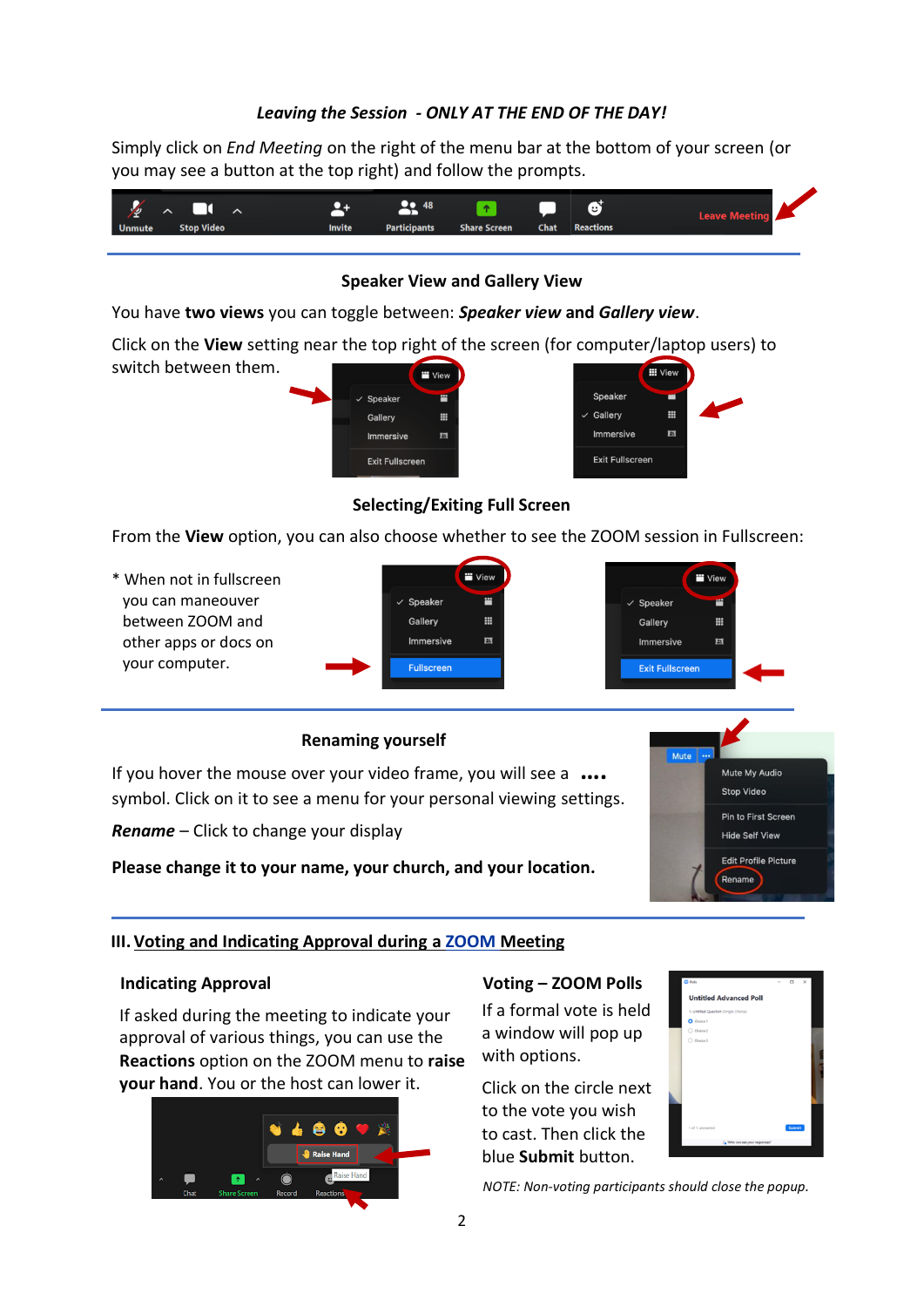***Leaving the Session - ONLY AT THE END OF THE DAY!***

Simply click on *End Meeting* on the right of the menu bar at the bottom of your screen (or you may see a button at the top right) and follow the prompts.

**Speaker View and Gallery View**

You have **two views** you can toggle between: ***Speaker view*** **and *Gallery view***.

Click on the **View** setting near the top right of the screen (for computer/laptop users) to switch between them.

**Selecting/Exiting Full Screen**

From the **View** option, you can also choose whether to see the ZOOM session in Fullscreen:

\* When not in fullscreen you can maneouver between ZOOM and other apps or docs on your computer.

**Renaming yourself**

If you hover the mouse over your video frame, you will see a **•••** symbol. Click on it to see a menu for your personal viewing settings.

***Rename*** – Click to change your display

**Please change it to your name, your church, and your location.**

## III. Voting and Indicating Approval during a ZOOM Meeting

**Indicating Approval**

If asked during the meeting to indicate your approval of various things, you can use the **Reactions** option on the ZOOM menu to **raise your hand**. You or the host can lower it.

**Voting – ZOOM Polls**

If a formal vote is held a window will pop up with options.

Click on the circle next to the vote you wish to cast. Then click the blue **Submit** button.

*NOTE: Non-voting participants should close the popup.*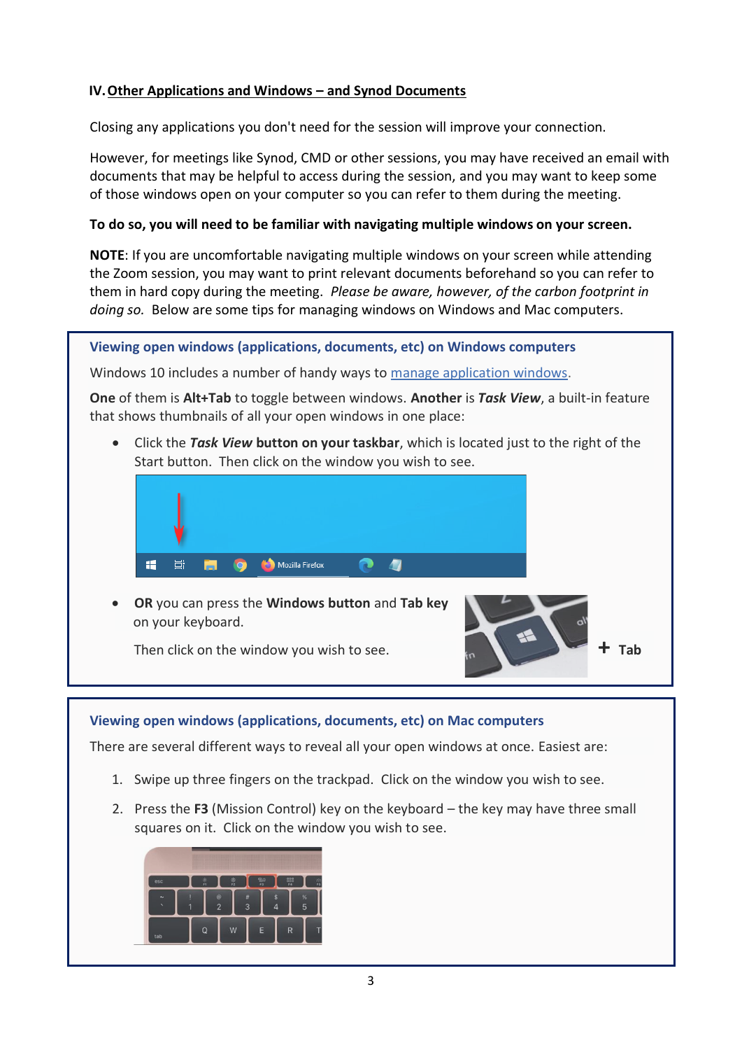## IV. Other Applications and Windows – and Synod Documents

Closing any applications you don't need for the session will improve your connection.

However, for meetings like Synod, CMD or other sessions, you may have received an email with documents that may be helpful to access during the session, and you may want to keep some of those windows open on your computer so you can refer to them during the meeting.

**To do so, you will need to be familiar with navigating multiple windows on your screen.**

**NOTE**: If you are uncomfortable navigating multiple windows on your screen while attending the Zoom session, you may want to print relevant documents beforehand so you can refer to them in hard copy during the meeting. *Please be aware, however, of the carbon footprint in doing so.* Below are some tips for managing windows on Windows and Mac computers.

### Viewing open windows (applications, documents, etc) on Windows computers

Windows 10 includes a number of handy ways to manage application windows.

**One** of them is **Alt+Tab** to toggle between windows. **Another** is ***Task View***, a built-in feature that shows thumbnails of all your open windows in one place:

- Click the ***Task View* button on your taskbar**, which is located just to the right of the Start button. Then click on the window you wish to see.

- **OR** you can press the **Windows button** and **Tab key** on your keyboard.

  Then click on the window you wish to see.

**+ Tab**

### Viewing open windows (applications, documents, etc) on Mac computers

There are several different ways to reveal all your open windows at once. Easiest are:

1. Swipe up three fingers on the trackpad. Click on the window you wish to see.
2. Press the **F3** (Mission Control) key on the keyboard – the key may have three small squares on it. Click on the window you wish to see.